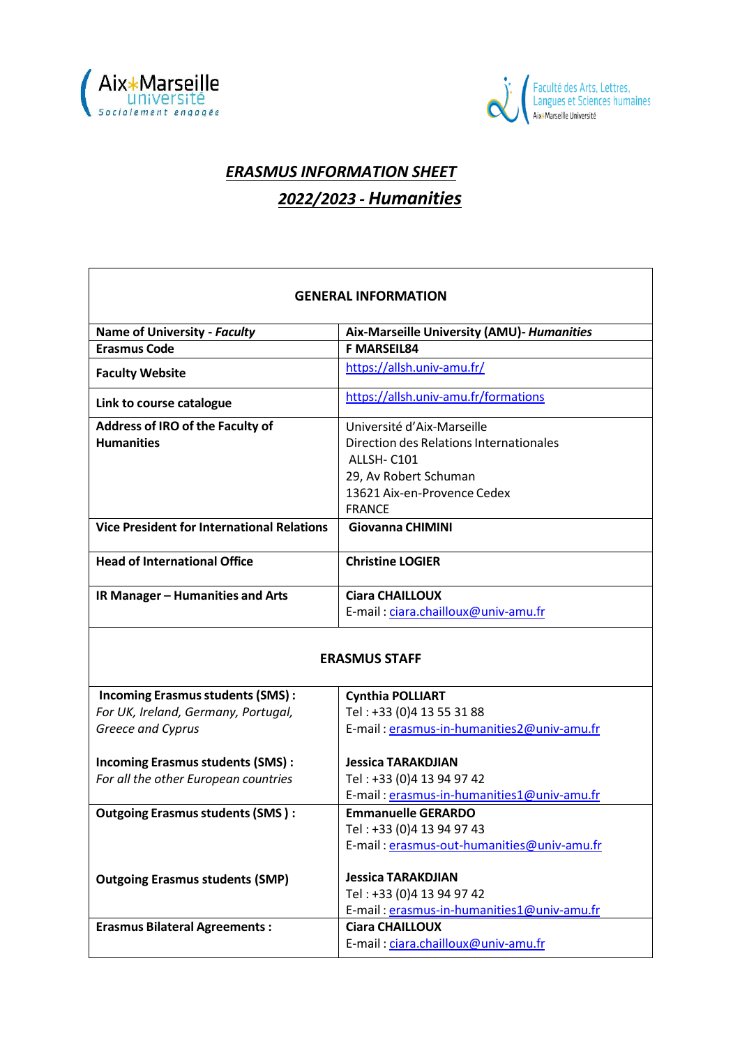# *ERASMUS INFORMATION SHEET*

## *2022/2023 - Humanities*

| GENERAL INFORMATION | |
|---|---|
| **Name of University - *Faculty*** | **Aix-Marseille University (AMU)- *Humanities*** |
| **Erasmus Code** | **F MARSEIL84** |
| **Faculty Website** | https://allsh.univ-amu.fr/ |
| **Link to course catalogue** | https://allsh.univ-amu.fr/formations |
| **Address of IRO of the Faculty of Humanities** | Université d'Aix-Marseille<br>Direction des Relations Internationales<br>ALLSH- C101<br>29, Av Robert Schuman<br>13621 Aix-en-Provence Cedex<br>FRANCE |
| **Vice President for International Relations** | **Giovanna CHIMINI** |
| **Head of International Office** | **Christine LOGIER** |
| **IR Manager – Humanities and Arts** | **Ciara CHAILLOUX**<br>E-mail : ciara.chailloux@univ-amu.fr |
| **ERASMUS STAFF** | |
| **Incoming Erasmus students (SMS) :**<br>*For UK, Ireland, Germany, Portugal, Greece and Cyprus* | **Cynthia POLLIART**<br>Tel : +33 (0)4 13 55 31 88<br>E-mail : erasmus-in-humanities2@univ-amu.fr |
| **Incoming Erasmus students (SMS) :**<br>*For all the other European countries* | **Jessica TARAKDJIAN**<br>Tel : +33 (0)4 13 94 97 42<br>E-mail : erasmus-in-humanities1@univ-amu.fr |
| **Outgoing Erasmus students (SMS ) :** | **Emmanuelle GERARDO**<br>Tel : +33 (0)4 13 94 97 43<br>E-mail : erasmus-out-humanities@univ-amu.fr |
| **Outgoing Erasmus students (SMP)** | **Jessica TARAKDJIAN**<br>Tel : +33 (0)4 13 94 97 42<br>E-mail : erasmus-in-humanities1@univ-amu.fr |
| **Erasmus Bilateral Agreements :** | **Ciara CHAILLOUX**<br>E-mail : ciara.chailloux@univ-amu.fr |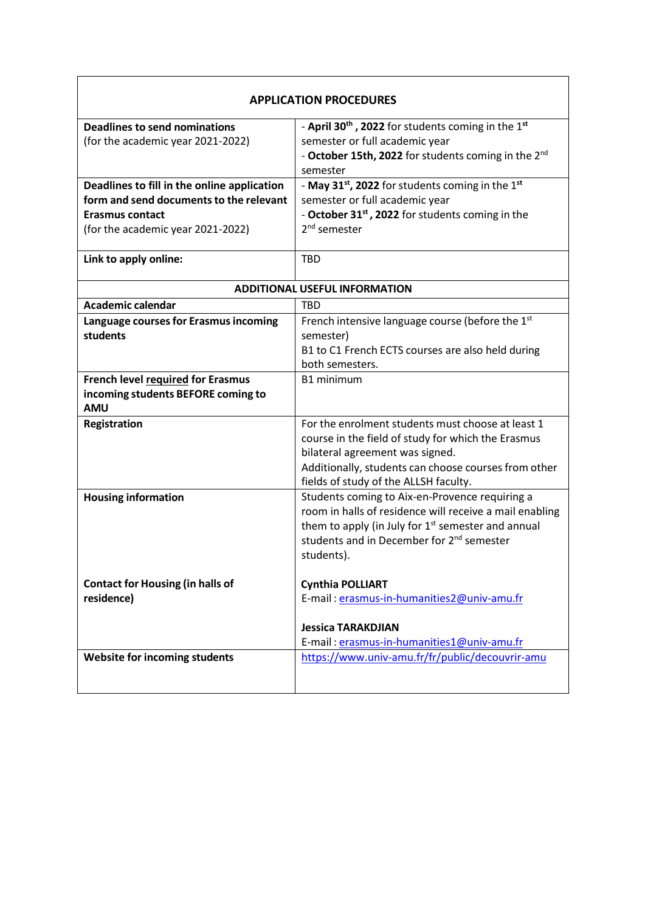| APPLICATION PROCEDURES | |
|---|---|
| **Deadlines to send nominations** (for the academic year 2021-2022) | - **April 30th , 2022** for students coming in the 1st semester or full academic year<br>- **October 15th, 2022** for students coming in the 2nd semester |
| **Deadlines to fill in the online application form and send documents to the relevant Erasmus contact** (for the academic year 2021-2022) | - **May 31st, 2022** for students coming in the 1st semester or full academic year<br>- **October 31st , 2022** for students coming in the 2nd semester |
| **Link to apply online:** | TBD |
| **ADDITIONAL USEFUL INFORMATION** | |
| **Academic calendar** | TBD |
| **Language courses for Erasmus incoming students** | French intensive language course (before the 1st semester)<br>B1 to C1 French ECTS courses are also held during both semesters. |
| **French level required for Erasmus incoming students BEFORE coming to AMU** | B1 minimum |
| **Registration** | For the enrolment students must choose at least 1 course in the field of study for which the Erasmus bilateral agreement was signed.<br>Additionally, students can choose courses from other fields of study of the ALLSH faculty. |
| **Housing information**<br><br>**Contact for Housing (in halls of residence)** | Students coming to Aix-en-Provence requiring a room in halls of residence will receive a mail enabling them to apply (in July for 1st semester and annual students and in December for 2nd semester students).<br><br>**Cynthia POLLIART**<br>E-mail : erasmus-in-humanities2@univ-amu.fr<br><br>**Jessica TARAKDJIAN**<br>E-mail : erasmus-in-humanities1@univ-amu.fr |
| **Website for incoming students** | https://www.univ-amu.fr/fr/public/decouvrir-amu |